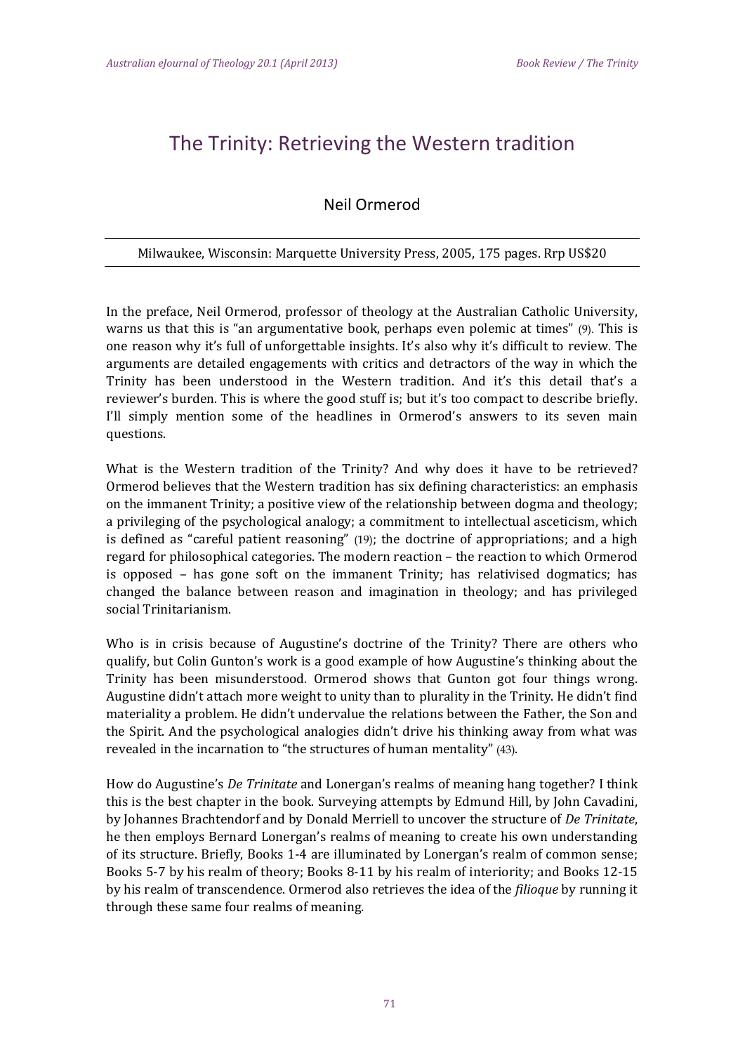# The Trinity: Retrieving the Western tradition

Neil Ormerod

Milwaukee, Wisconsin: Marquette University Press, 2005, 175 pages. Rrp US$20

In the preface, Neil Ormerod, professor of theology at the Australian Catholic University, warns us that this is "an argumentative book, perhaps even polemic at times" (9). This is one reason why it's full of unforgettable insights. It's also why it's difficult to review. The arguments are detailed engagements with critics and detractors of the way in which the Trinity has been understood in the Western tradition. And it's this detail that's a reviewer's burden. This is where the good stuff is; but it's too compact to describe briefly. I'll simply mention some of the headlines in Ormerod's answers to its seven main questions.

What is the Western tradition of the Trinity? And why does it have to be retrieved? Ormerod believes that the Western tradition has six defining characteristics: an emphasis on the immanent Trinity; a positive view of the relationship between dogma and theology; a privileging of the psychological analogy; a commitment to intellectual asceticism, which is defined as "careful patient reasoning" (19); the doctrine of appropriations; and a high regard for philosophical categories. The modern reaction – the reaction to which Ormerod is opposed – has gone soft on the immanent Trinity; has relativised dogmatics; has changed the balance between reason and imagination in theology; and has privileged social Trinitarianism.

Who is in crisis because of Augustine's doctrine of the Trinity? There are others who qualify, but Colin Gunton's work is a good example of how Augustine's thinking about the Trinity has been misunderstood. Ormerod shows that Gunton got four things wrong. Augustine didn't attach more weight to unity than to plurality in the Trinity. He didn't find materiality a problem. He didn't undervalue the relations between the Father, the Son and the Spirit. And the psychological analogies didn't drive his thinking away from what was revealed in the incarnation to "the structures of human mentality" (43).

How do Augustine's *De Trinitate* and Lonergan's realms of meaning hang together? I think this is the best chapter in the book. Surveying attempts by Edmund Hill, by John Cavadini, by Johannes Brachtendorf and by Donald Merriell to uncover the structure of *De Trinitate*, he then employs Bernard Lonergan's realms of meaning to create his own understanding of its structure. Briefly, Books 1-4 are illuminated by Lonergan's realm of common sense; Books 5-7 by his realm of theory; Books 8-11 by his realm of interiority; and Books 12-15 by his realm of transcendence. Ormerod also retrieves the idea of the *filioque* by running it through these same four realms of meaning.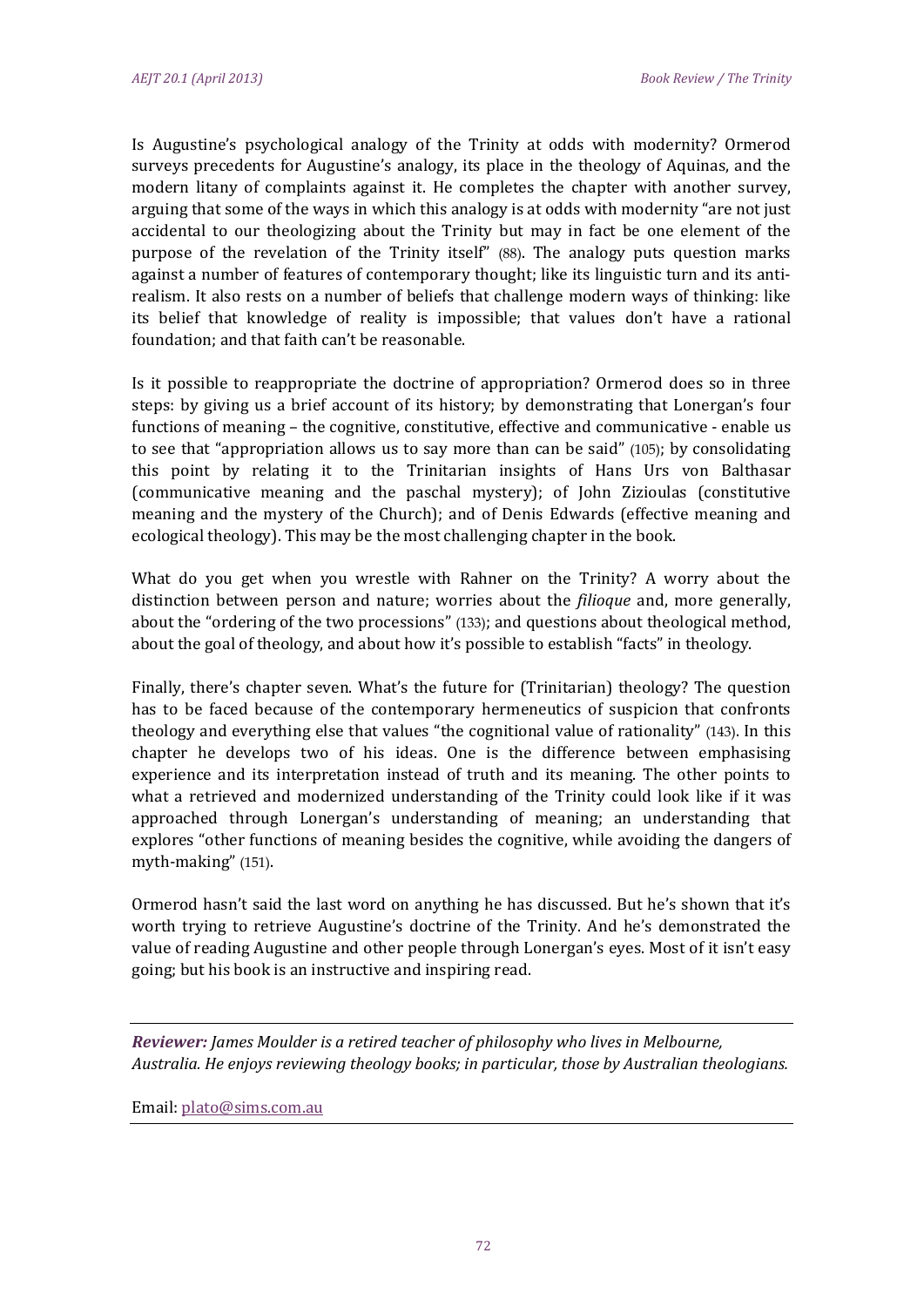Is Augustine's psychological analogy of the Trinity at odds with modernity? Ormerod surveys precedents for Augustine's analogy, its place in the theology of Aquinas, and the modern litany of complaints against it. He completes the chapter with another survey, arguing that some of the ways in which this analogy is at odds with modernity "are not just accidental to our theologizing about the Trinity but may in fact be one element of the purpose of the revelation of the Trinity itself" (88). The analogy puts question marks against a number of features of contemporary thought; like its linguistic turn and its anti-realism. It also rests on a number of beliefs that challenge modern ways of thinking: like its belief that knowledge of reality is impossible; that values don't have a rational foundation; and that faith can't be reasonable.

Is it possible to reappropriate the doctrine of appropriation? Ormerod does so in three steps: by giving us a brief account of its history; by demonstrating that Lonergan's four functions of meaning – the cognitive, constitutive, effective and communicative - enable us to see that "appropriation allows us to say more than can be said" (105); by consolidating this point by relating it to the Trinitarian insights of Hans Urs von Balthasar (communicative meaning and the paschal mystery); of John Zizioulas (constitutive meaning and the mystery of the Church); and of Denis Edwards (effective meaning and ecological theology). This may be the most challenging chapter in the book.

What do you get when you wrestle with Rahner on the Trinity? A worry about the distinction between person and nature; worries about the *filioque* and, more generally, about the "ordering of the two processions" (133); and questions about theological method, about the goal of theology, and about how it's possible to establish "facts" in theology.

Finally, there's chapter seven. What's the future for (Trinitarian) theology? The question has to be faced because of the contemporary hermeneutics of suspicion that confronts theology and everything else that values "the cognitional value of rationality" (143). In this chapter he develops two of his ideas. One is the difference between emphasising experience and its interpretation instead of truth and its meaning. The other points to what a retrieved and modernized understanding of the Trinity could look like if it was approached through Lonergan's understanding of meaning; an understanding that explores "other functions of meaning besides the cognitive, while avoiding the dangers of myth-making" (151).

Ormerod hasn't said the last word on anything he has discussed. But he's shown that it's worth trying to retrieve Augustine's doctrine of the Trinity. And he's demonstrated the value of reading Augustine and other people through Lonergan's eyes. Most of it isn't easy going; but his book is an instructive and inspiring read.

---

***Reviewer:*** *James Moulder is a retired teacher of philosophy who lives in Melbourne, Australia. He enjoys reviewing theology books; in particular, those by Australian theologians.*

Email: plato@sims.com.au

---